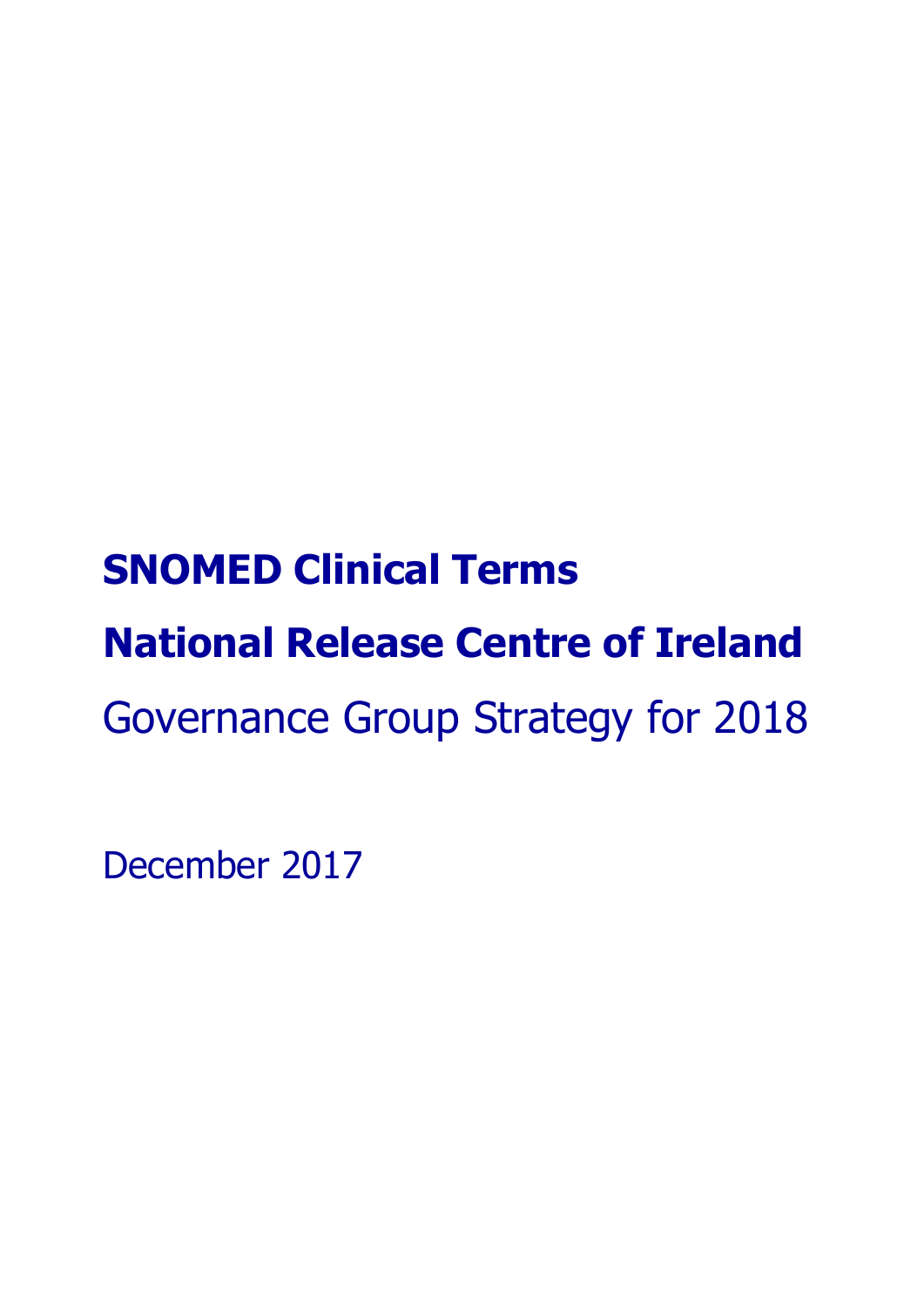# SNOMED Clinical Terms

# National Release Centre of Ireland

## Governance Group Strategy for 2018

December 2017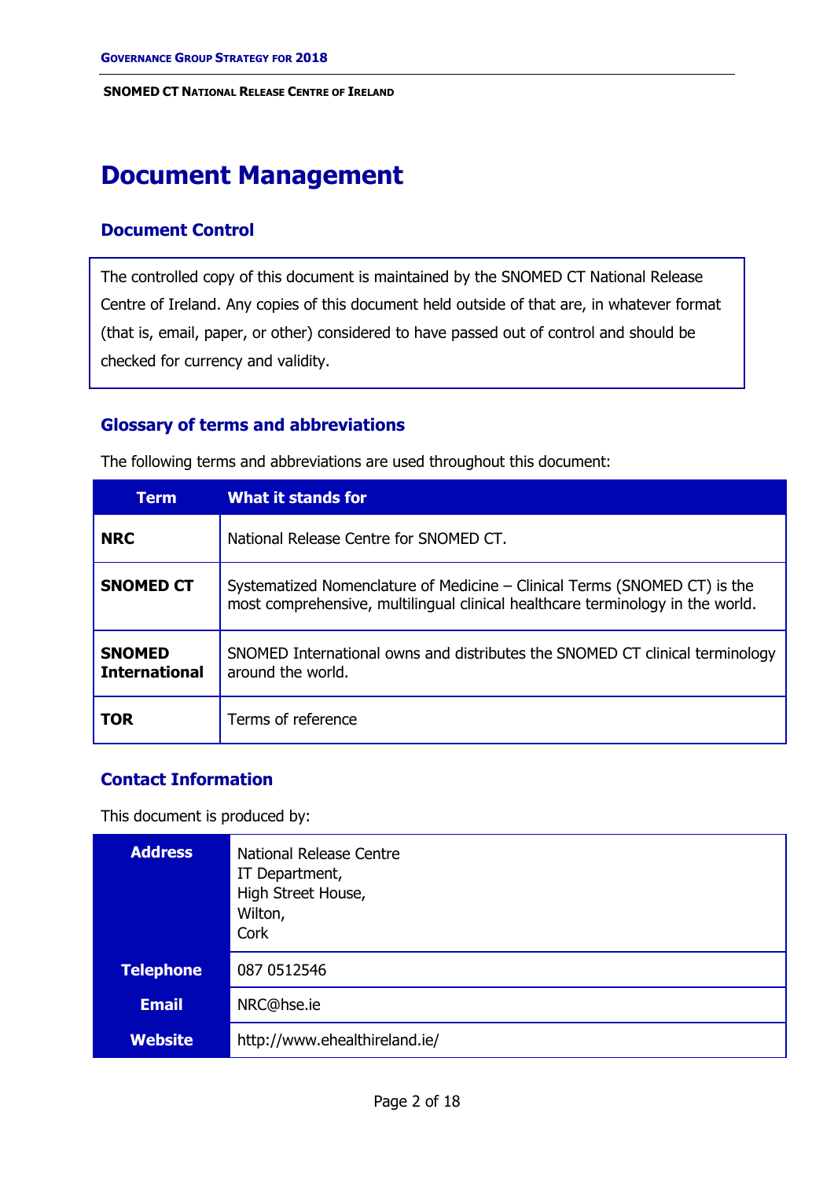# Document Management

## Document Control

The controlled copy of this document is maintained by the SNOMED CT National Release Centre of Ireland. Any copies of this document held outside of that are, in whatever format (that is, email, paper, or other) considered to have passed out of control and should be checked for currency and validity.

## Glossary of terms and abbreviations

The following terms and abbreviations are used throughout this document:

| Term | What it stands for |
|---|---|
| **NRC** | National Release Centre for SNOMED CT. |
| **SNOMED CT** | Systematized Nomenclature of Medicine – Clinical Terms (SNOMED CT) is the most comprehensive, multilingual clinical healthcare terminology in the world. |
| **SNOMED International** | SNOMED International owns and distributes the SNOMED CT clinical terminology around the world. |
| **TOR** | Terms of reference |

## Contact Information

This document is produced by:

| | |
|---|---|
| **Address** | National Release Centre<br>IT Department,<br>High Street House,<br>Wilton,<br>Cork |
| **Telephone** | 087 0512546 |
| **Email** | NRC@hse.ie |
| **Website** | http://www.ehealthireland.ie/ |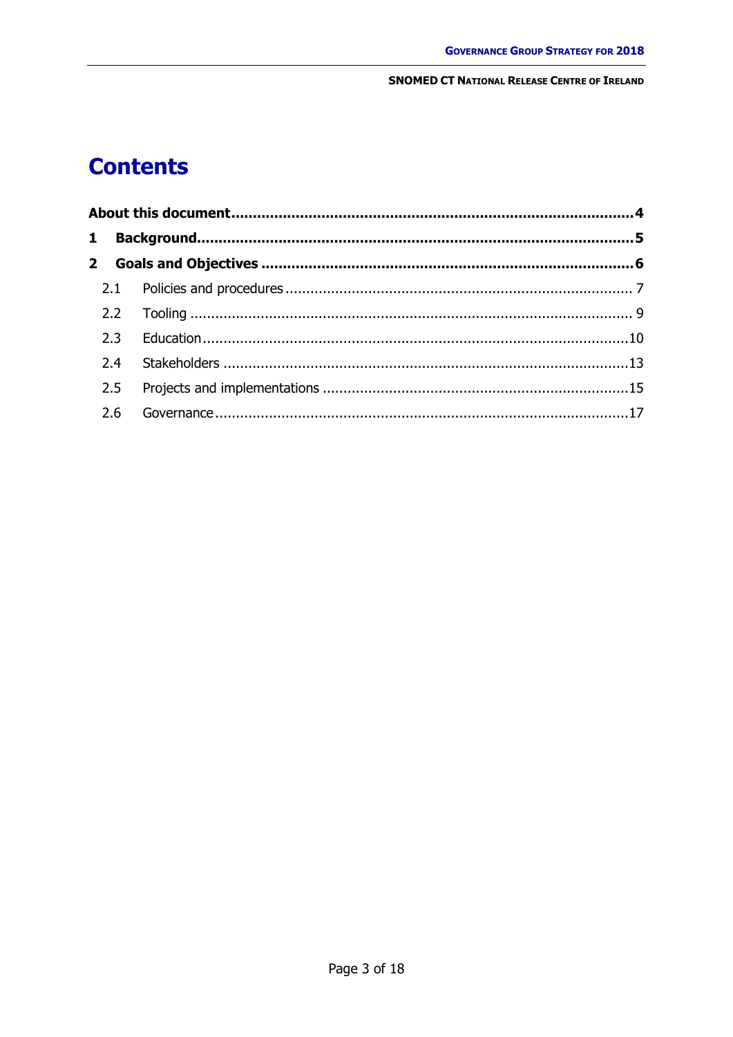# Contents

**About this document** .......... **4**

**1 Background** .......... **5**

**2 Goals and Objectives** .......... **6**

- 2.1 Policies and procedures .......... 7
- 2.2 Tooling .......... 9
- 2.3 Education .......... 10
- 2.4 Stakeholders .......... 13
- 2.5 Projects and implementations .......... 15
- 2.6 Governance .......... 17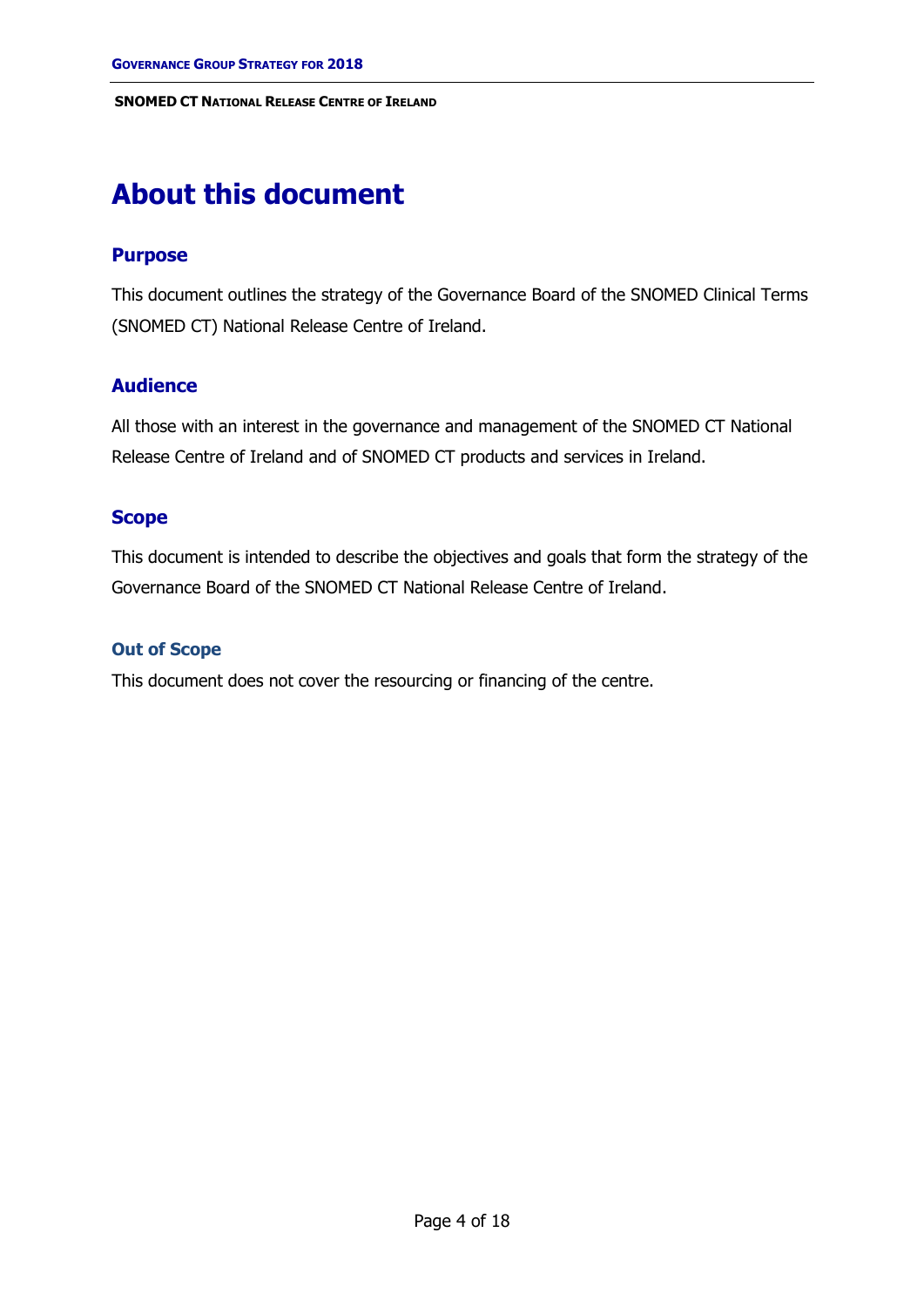# About this document

## Purpose

This document outlines the strategy of the Governance Board of the SNOMED Clinical Terms (SNOMED CT) National Release Centre of Ireland.

## Audience

All those with an interest in the governance and management of the SNOMED CT National Release Centre of Ireland and of SNOMED CT products and services in Ireland.

## Scope

This document is intended to describe the objectives and goals that form the strategy of the Governance Board of the SNOMED CT National Release Centre of Ireland.

### Out of Scope

This document does not cover the resourcing or financing of the centre.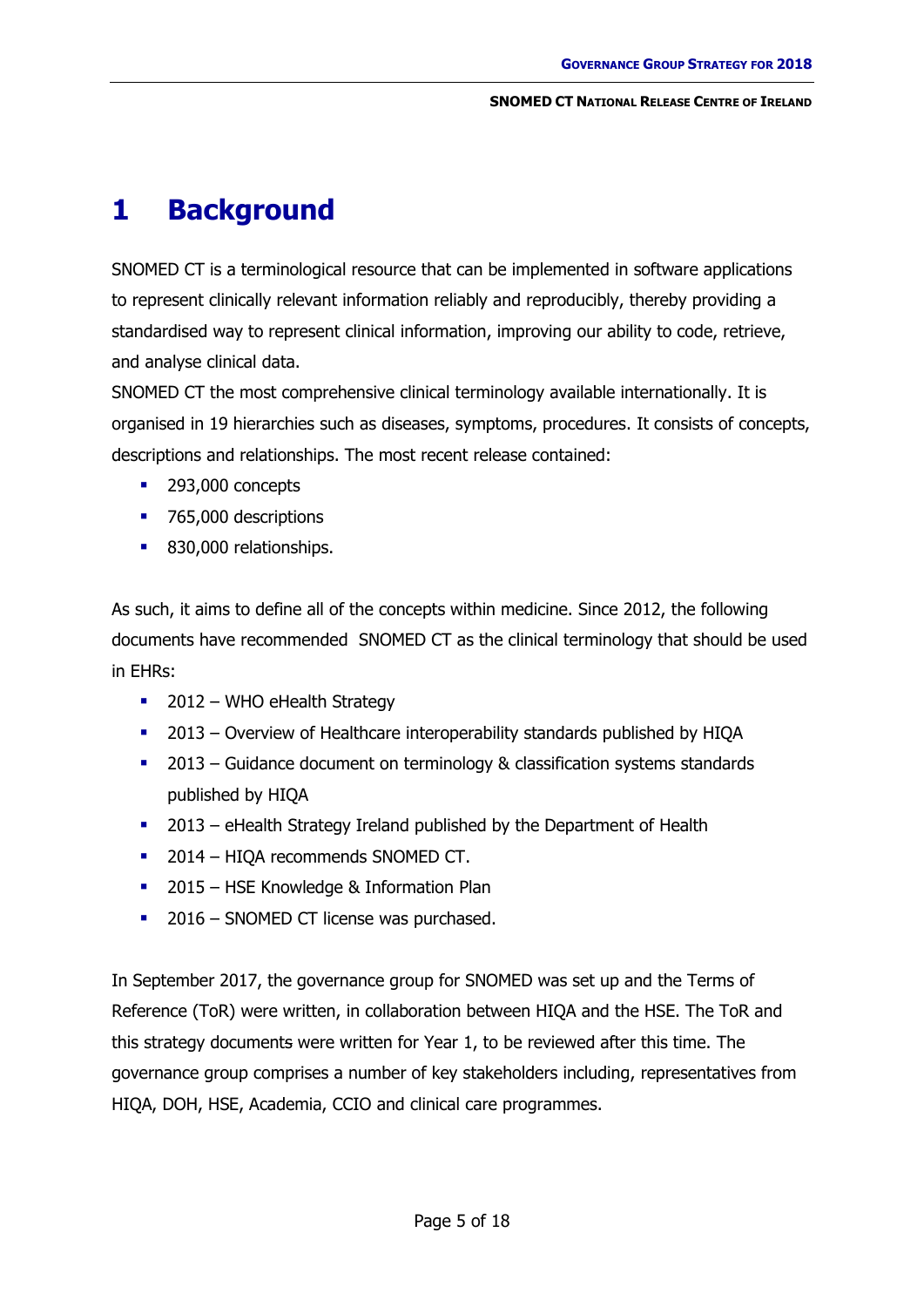# 1 Background

SNOMED CT is a terminological resource that can be implemented in software applications to represent clinically relevant information reliably and reproducibly, thereby providing a standardised way to represent clinical information, improving our ability to code, retrieve, and analyse clinical data.
SNOMED CT the most comprehensive clinical terminology available internationally. It is organised in 19 hierarchies such as diseases, symptoms, procedures. It consists of concepts, descriptions and relationships. The most recent release contained:

- 293,000 concepts
- 765,000 descriptions
- 830,000 relationships.

As such, it aims to define all of the concepts within medicine. Since 2012, the following documents have recommended SNOMED CT as the clinical terminology that should be used in EHRs:

- 2012 – WHO eHealth Strategy
- 2013 – Overview of Healthcare interoperability standards published by HIQA
- 2013 – Guidance document on terminology & classification systems standards published by HIQA
- 2013 – eHealth Strategy Ireland published by the Department of Health
- 2014 – HIQA recommends SNOMED CT.
- 2015 – HSE Knowledge & Information Plan
- 2016 – SNOMED CT license was purchased.

In September 2017, the governance group for SNOMED was set up and the Terms of Reference (ToR) were written, in collaboration between HIQA and the HSE. The ToR and this strategy documents were written for Year 1, to be reviewed after this time. The governance group comprises a number of key stakeholders including, representatives from HIQA, DOH, HSE, Academia, CCIO and clinical care programmes.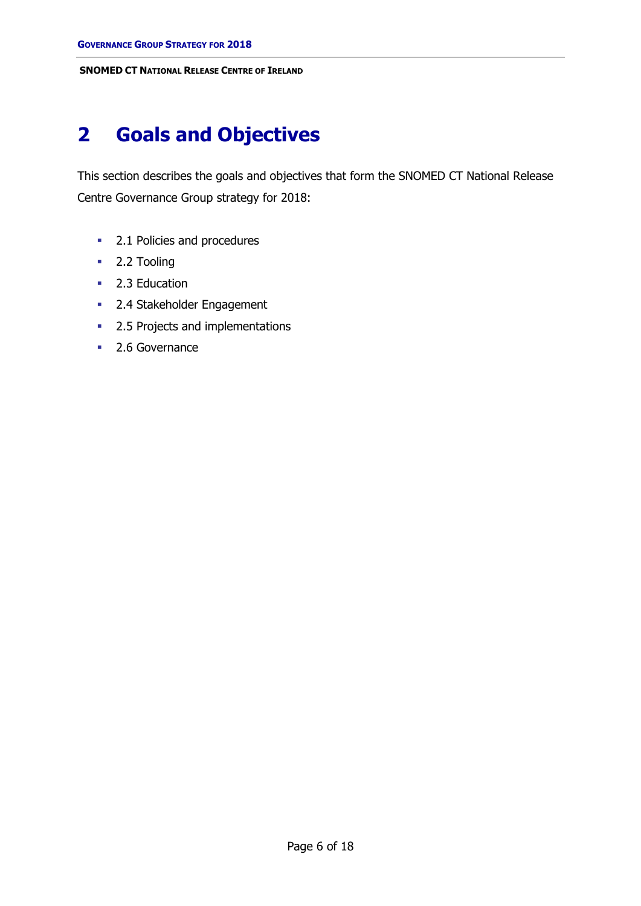# 2 Goals and Objectives

This section describes the goals and objectives that form the SNOMED CT National Release Centre Governance Group strategy for 2018:

- 2.1 Policies and procedures
- 2.2 Tooling
- 2.3 Education
- 2.4 Stakeholder Engagement
- 2.5 Projects and implementations
- 2.6 Governance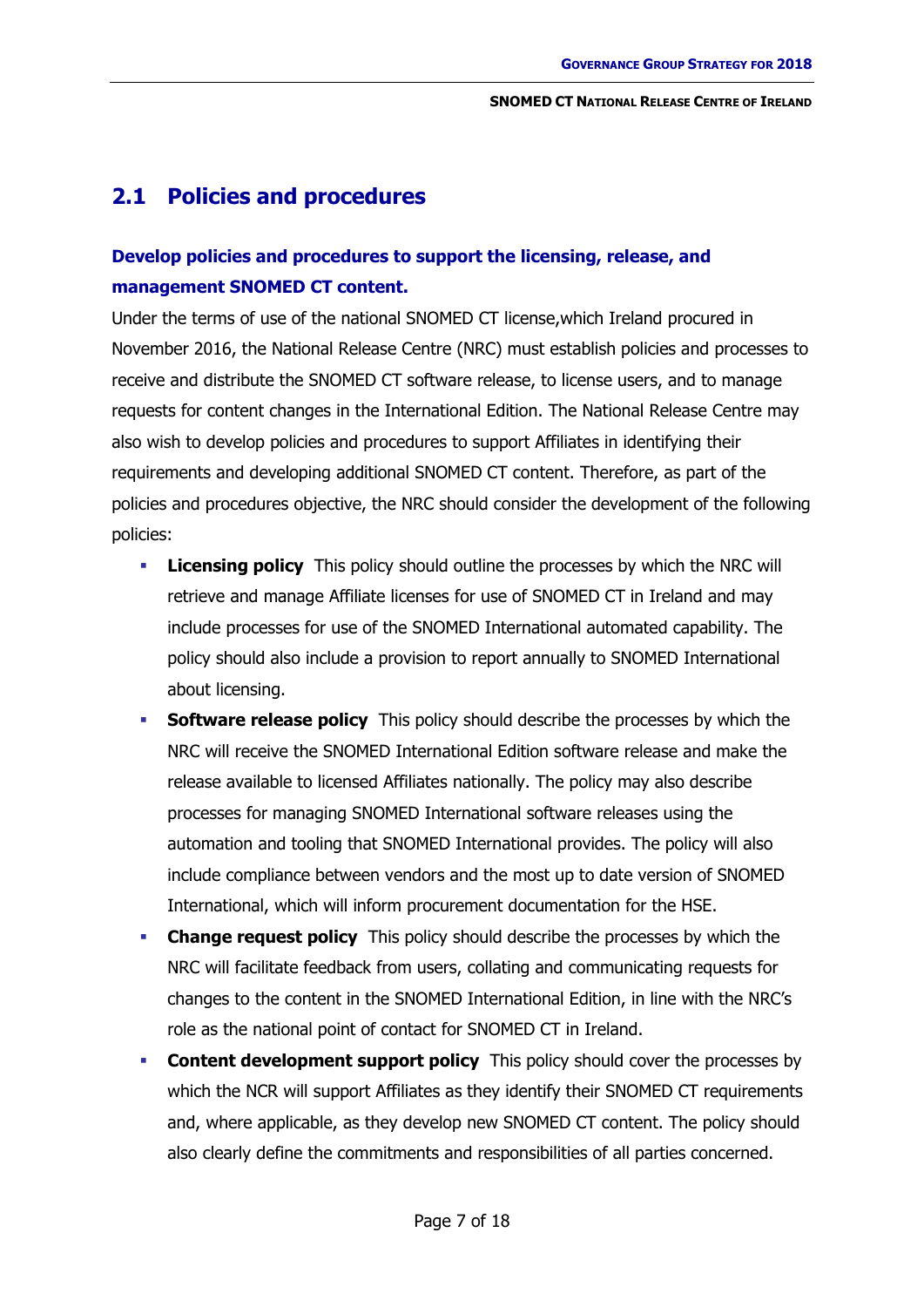## 2.1 Policies and procedures

### Develop policies and procedures to support the licensing, release, and management SNOMED CT content.

Under the terms of use of the national SNOMED CT license,which Ireland procured in November 2016, the National Release Centre (NRC) must establish policies and processes to receive and distribute the SNOMED CT software release, to license users, and to manage requests for content changes in the International Edition. The National Release Centre may also wish to develop policies and procedures to support Affiliates in identifying their requirements and developing additional SNOMED CT content. Therefore, as part of the policies and procedures objective, the NRC should consider the development of the following policies:

- **Licensing policy** This policy should outline the processes by which the NRC will retrieve and manage Affiliate licenses for use of SNOMED CT in Ireland and may include processes for use of the SNOMED International automated capability. The policy should also include a provision to report annually to SNOMED International about licensing.
- **Software release policy** This policy should describe the processes by which the NRC will receive the SNOMED International Edition software release and make the release available to licensed Affiliates nationally. The policy may also describe processes for managing SNOMED International software releases using the automation and tooling that SNOMED International provides. The policy will also include compliance between vendors and the most up to date version of SNOMED International, which will inform procurement documentation for the HSE.
- **Change request policy** This policy should describe the processes by which the NRC will facilitate feedback from users, collating and communicating requests for changes to the content in the SNOMED International Edition, in line with the NRC's role as the national point of contact for SNOMED CT in Ireland.
- **Content development support policy** This policy should cover the processes by which the NCR will support Affiliates as they identify their SNOMED CT requirements and, where applicable, as they develop new SNOMED CT content. The policy should also clearly define the commitments and responsibilities of all parties concerned.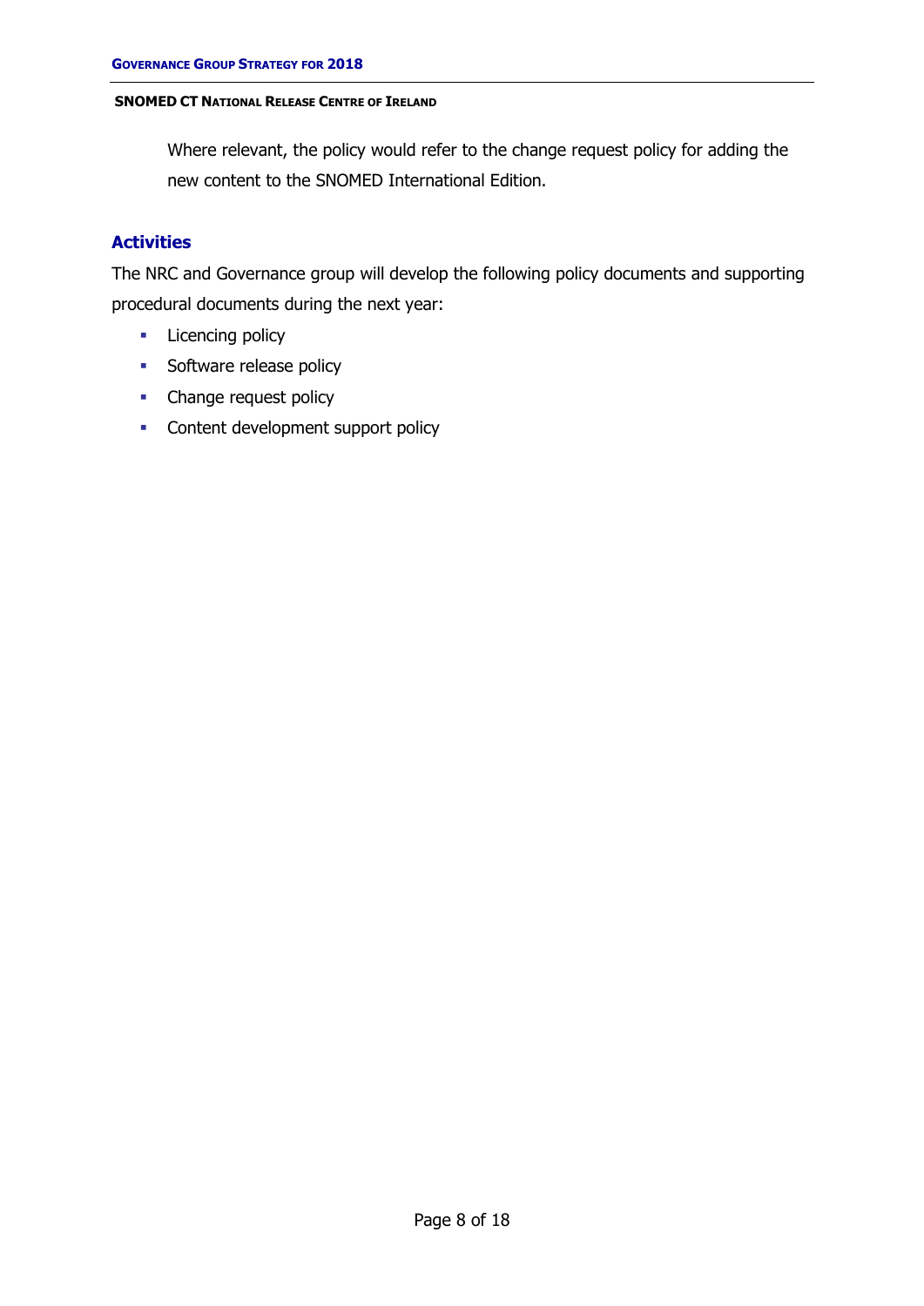Where relevant, the policy would refer to the change request policy for adding the new content to the SNOMED International Edition.

## Activities

The NRC and Governance group will develop the following policy documents and supporting procedural documents during the next year:

- Licencing policy
- Software release policy
- Change request policy
- Content development support policy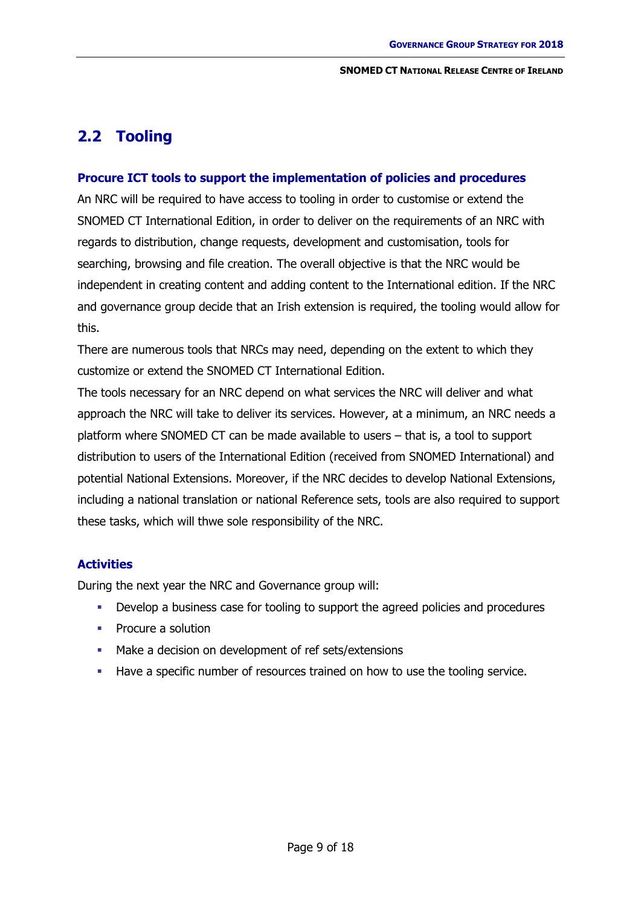## 2.2 Tooling

### Procure ICT tools to support the implementation of policies and procedures

An NRC will be required to have access to tooling in order to customise or extend the SNOMED CT International Edition, in order to deliver on the requirements of an NRC with regards to distribution, change requests, development and customisation, tools for searching, browsing and file creation. The overall objective is that the NRC would be independent in creating content and adding content to the International edition. If the NRC and governance group decide that an Irish extension is required, the tooling would allow for this.

There are numerous tools that NRCs may need, depending on the extent to which they customize or extend the SNOMED CT International Edition.

The tools necessary for an NRC depend on what services the NRC will deliver and what approach the NRC will take to deliver its services. However, at a minimum, an NRC needs a platform where SNOMED CT can be made available to users – that is, a tool to support distribution to users of the International Edition (received from SNOMED International) and potential National Extensions. Moreover, if the NRC decides to develop National Extensions, including a national translation or national Reference sets, tools are also required to support these tasks, which will thwe sole responsibility of the NRC.

### Activities

During the next year the NRC and Governance group will:

- Develop a business case for tooling to support the agreed policies and procedures
- Procure a solution
- Make a decision on development of ref sets/extensions
- Have a specific number of resources trained on how to use the tooling service.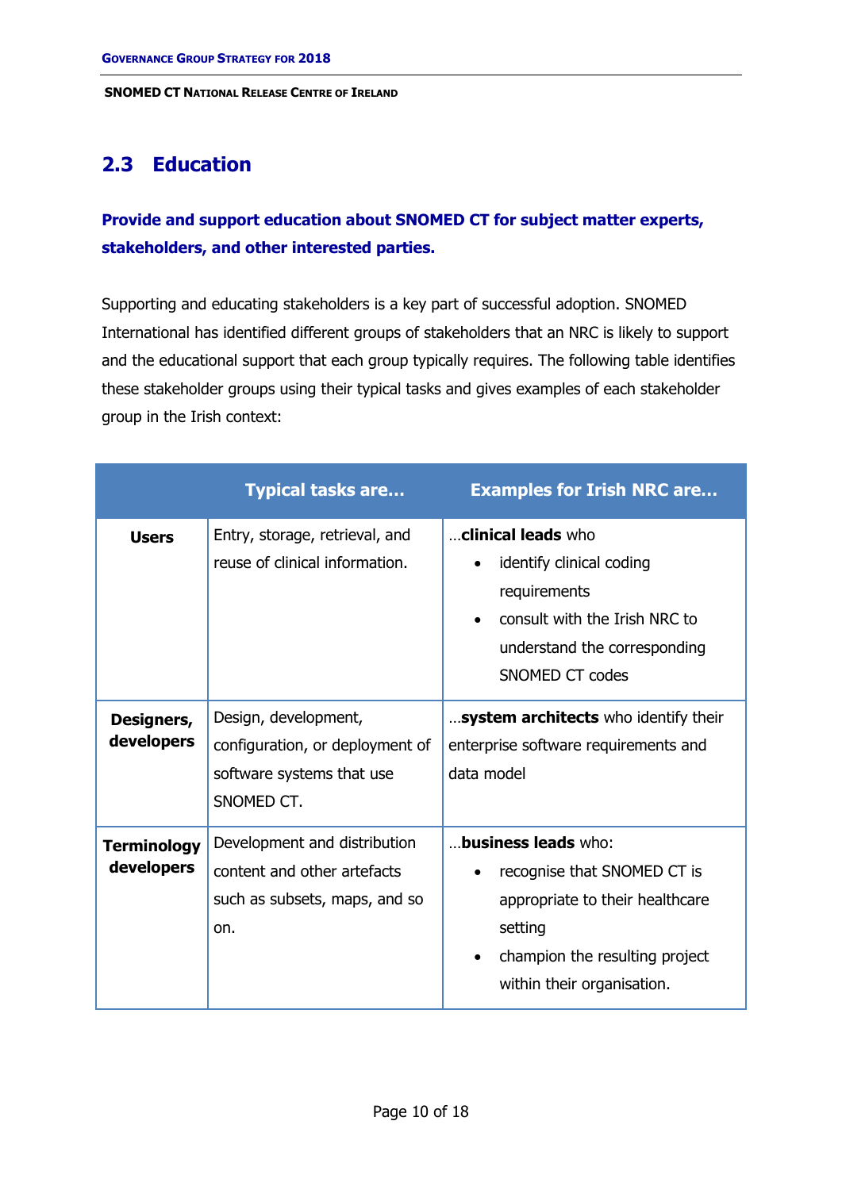## 2.3 Education

**Provide and support education about SNOMED CT for subject matter experts, stakeholders, and other interested parties.**

Supporting and educating stakeholders is a key part of successful adoption. SNOMED International has identified different groups of stakeholders that an NRC is likely to support and the educational support that each group typically requires. The following table identifies these stakeholder groups using their typical tasks and gives examples of each stakeholder group in the Irish context:

| | Typical tasks are… | Examples for Irish NRC are… |
|---|---|---|
| **Users** | Entry, storage, retrieval, and reuse of clinical information. | …**clinical leads** who<br>• identify clinical coding requirements<br>• consult with the Irish NRC to understand the corresponding SNOMED CT codes |
| **Designers, developers** | Design, development, configuration, or deployment of software systems that use SNOMED CT. | …**system architects** who identify their enterprise software requirements and data model |
| **Terminology developers** | Development and distribution content and other artefacts such as subsets, maps, and so on. | …**business leads** who:<br>• recognise that SNOMED CT is appropriate to their healthcare setting<br>• champion the resulting project within their organisation. |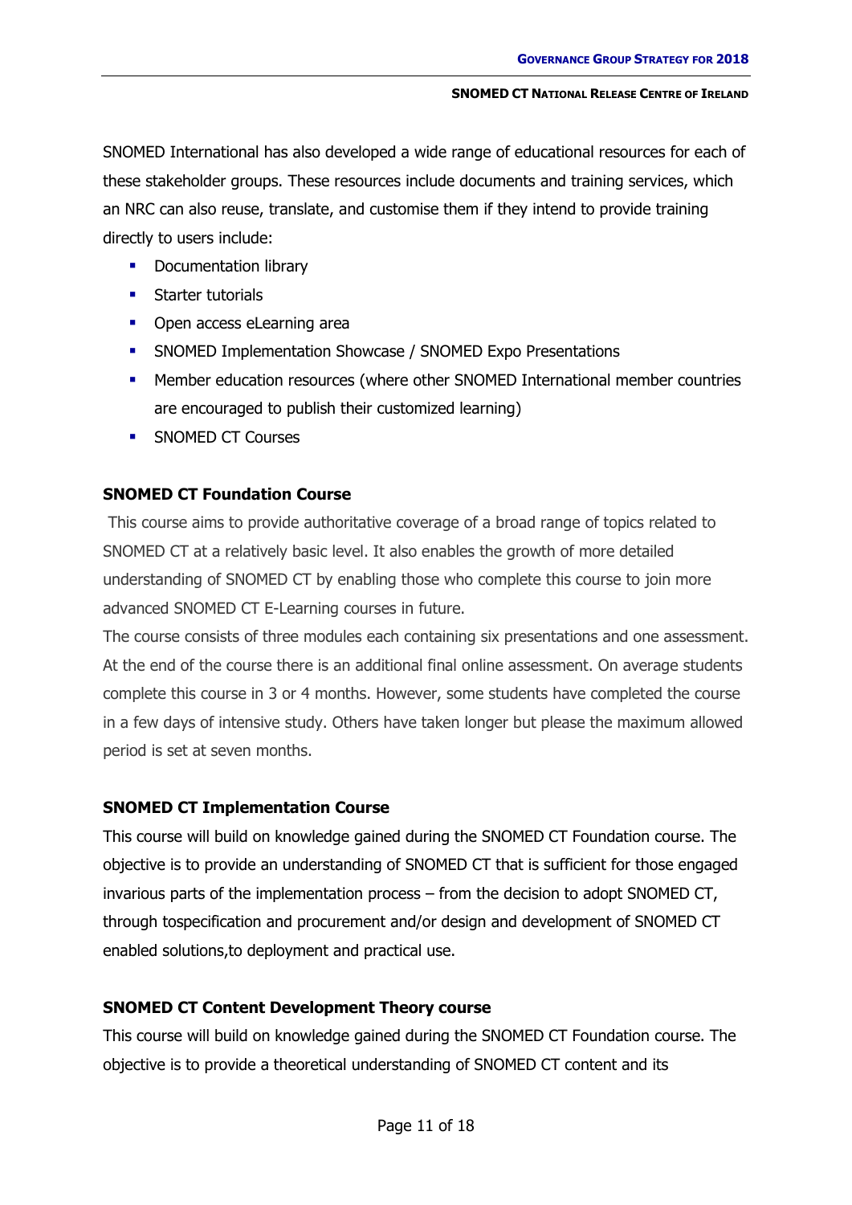SNOMED International has also developed a wide range of educational resources for each of these stakeholder groups. These resources include documents and training services, which an NRC can also reuse, translate, and customise them if they intend to provide training directly to users include:

- Documentation library
- Starter tutorials
- Open access eLearning area
- SNOMED Implementation Showcase / SNOMED Expo Presentations
- Member education resources (where other SNOMED International member countries are encouraged to publish their customized learning)
- SNOMED CT Courses

**SNOMED CT Foundation Course**

This course aims to provide authoritative coverage of a broad range of topics related to SNOMED CT at a relatively basic level. It also enables the growth of more detailed understanding of SNOMED CT by enabling those who complete this course to join more advanced SNOMED CT E-Learning courses in future.

The course consists of three modules each containing six presentations and one assessment. At the end of the course there is an additional final online assessment. On average students complete this course in 3 or 4 months. However, some students have completed the course in a few days of intensive study. Others have taken longer but please the maximum allowed period is set at seven months.

**SNOMED CT Implementation Course**

This course will build on knowledge gained during the SNOMED CT Foundation course. The objective is to provide an understanding of SNOMED CT that is sufficient for those engaged invarious parts of the implementation process – from the decision to adopt SNOMED CT, through tospecification and procurement and/or design and development of SNOMED CT enabled solutions,to deployment and practical use.

**SNOMED CT Content Development Theory course**

This course will build on knowledge gained during the SNOMED CT Foundation course. The objective is to provide a theoretical understanding of SNOMED CT content and its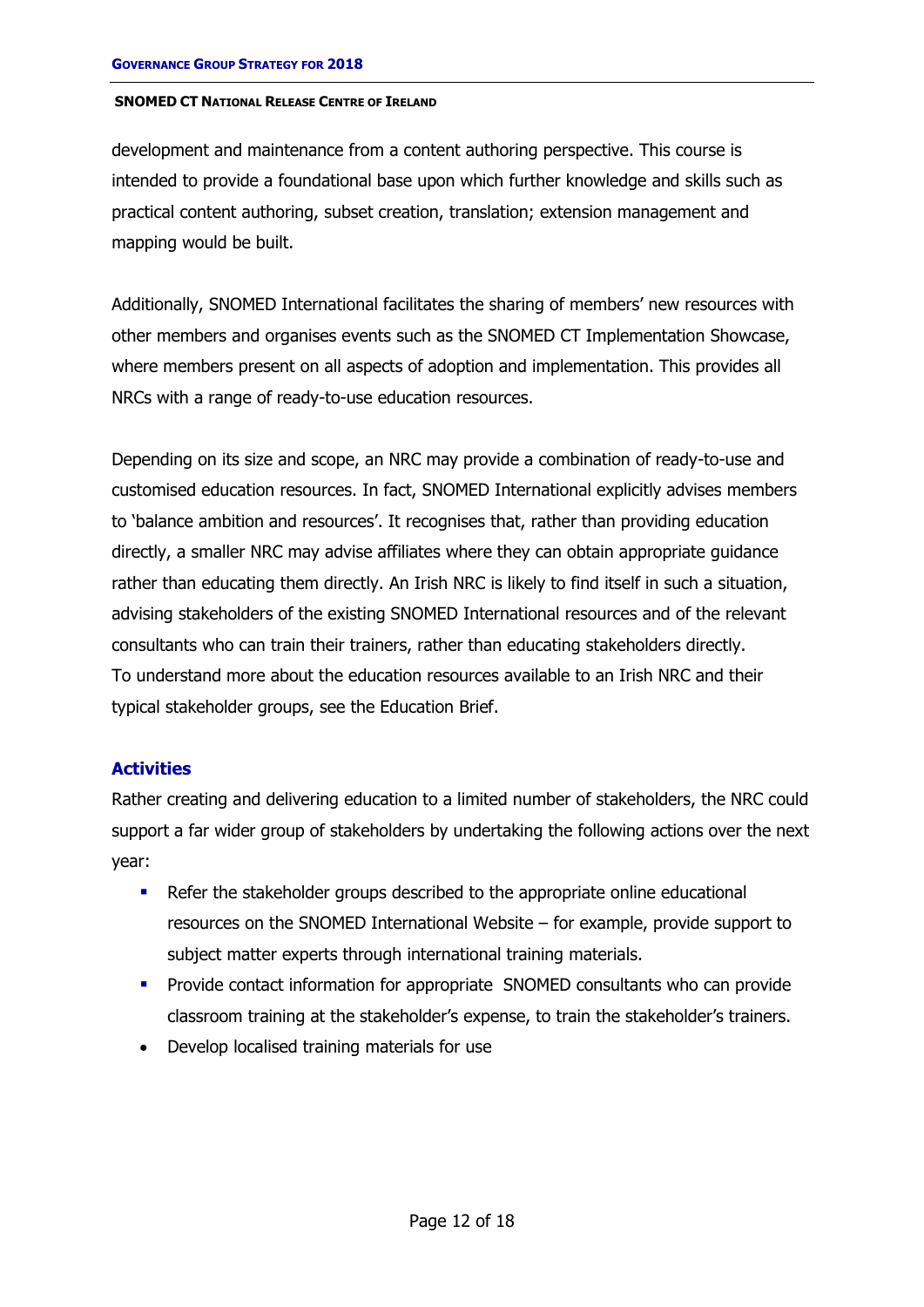development and maintenance from a content authoring perspective. This course is intended to provide a foundational base upon which further knowledge and skills such as practical content authoring, subset creation, translation; extension management and mapping would be built.

Additionally, SNOMED International facilitates the sharing of members' new resources with other members and organises events such as the SNOMED CT Implementation Showcase, where members present on all aspects of adoption and implementation. This provides all NRCs with a range of ready-to-use education resources.

Depending on its size and scope, an NRC may provide a combination of ready-to-use and customised education resources. In fact, SNOMED International explicitly advises members to 'balance ambition and resources'. It recognises that, rather than providing education directly, a smaller NRC may advise affiliates where they can obtain appropriate guidance rather than educating them directly. An Irish NRC is likely to find itself in such a situation, advising stakeholders of the existing SNOMED International resources and of the relevant consultants who can train their trainers, rather than educating stakeholders directly. To understand more about the education resources available to an Irish NRC and their typical stakeholder groups, see the Education Brief.

### Activities

Rather creating and delivering education to a limited number of stakeholders, the NRC could support a far wider group of stakeholders by undertaking the following actions over the next year:

- Refer the stakeholder groups described to the appropriate online educational resources on the SNOMED International Website – for example, provide support to subject matter experts through international training materials.
- Provide contact information for appropriate SNOMED consultants who can provide classroom training at the stakeholder's expense, to train the stakeholder's trainers.
- Develop localised training materials for use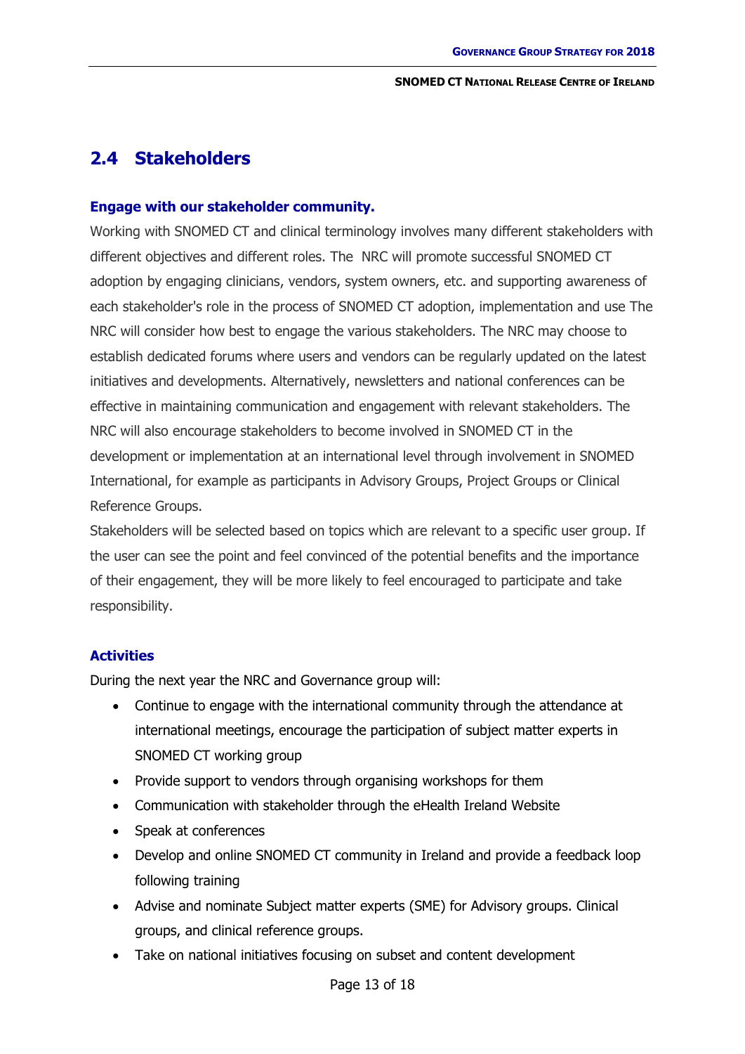## 2.4 Stakeholders

**Engage with our stakeholder community.**

Working with SNOMED CT and clinical terminology involves many different stakeholders with different objectives and different roles. The NRC will promote successful SNOMED CT adoption by engaging clinicians, vendors, system owners, etc. and supporting awareness of each stakeholder's role in the process of SNOMED CT adoption, implementation and use The NRC will consider how best to engage the various stakeholders. The NRC may choose to establish dedicated forums where users and vendors can be regularly updated on the latest initiatives and developments. Alternatively, newsletters and national conferences can be effective in maintaining communication and engagement with relevant stakeholders. The NRC will also encourage stakeholders to become involved in SNOMED CT in the development or implementation at an international level through involvement in SNOMED International, for example as participants in Advisory Groups, Project Groups or Clinical Reference Groups.

Stakeholders will be selected based on topics which are relevant to a specific user group. If the user can see the point and feel convinced of the potential benefits and the importance of their engagement, they will be more likely to feel encouraged to participate and take responsibility.

**Activities**

During the next year the NRC and Governance group will:

- Continue to engage with the international community through the attendance at international meetings, encourage the participation of subject matter experts in SNOMED CT working group
- Provide support to vendors through organising workshops for them
- Communication with stakeholder through the eHealth Ireland Website
- Speak at conferences
- Develop and online SNOMED CT community in Ireland and provide a feedback loop following training
- Advise and nominate Subject matter experts (SME) for Advisory groups. Clinical groups, and clinical reference groups.
- Take on national initiatives focusing on subset and content development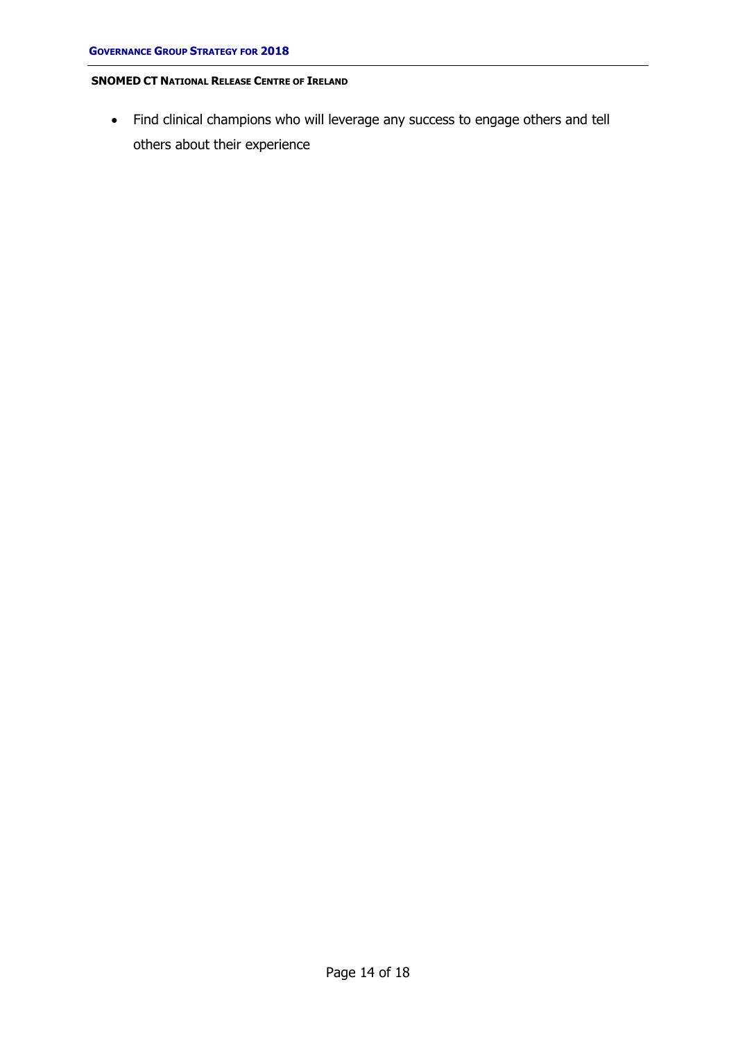- Find clinical champions who will leverage any success to engage others and tell others about their experience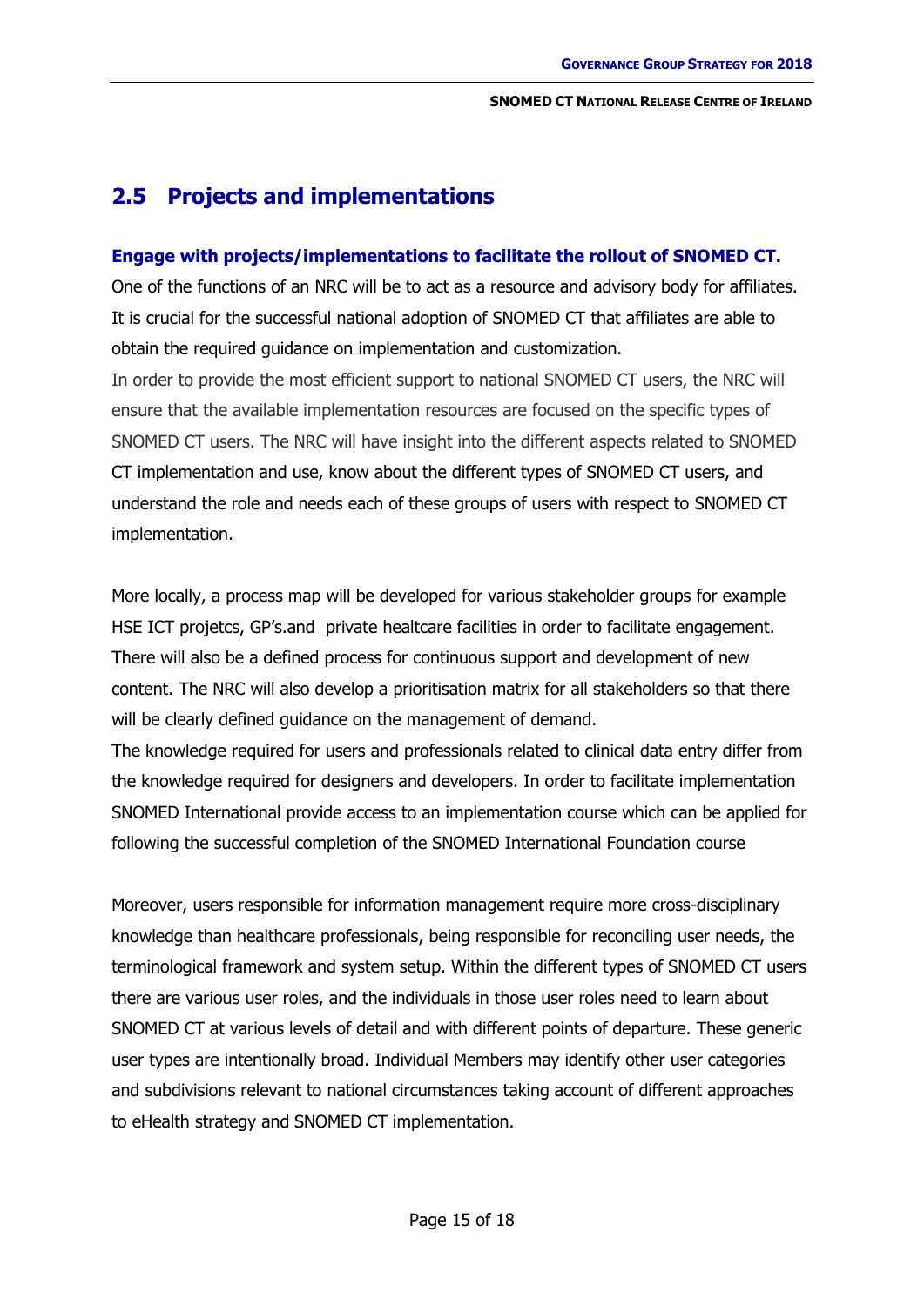## 2.5 Projects and implementations

**Engage with projects/implementations to facilitate the rollout of SNOMED CT.**

One of the functions of an NRC will be to act as a resource and advisory body for affiliates. It is crucial for the successful national adoption of SNOMED CT that affiliates are able to obtain the required guidance on implementation and customization.

In order to provide the most efficient support to national SNOMED CT users, the NRC will ensure that the available implementation resources are focused on the specific types of SNOMED CT users. The NRC will have insight into the different aspects related to SNOMED CT implementation and use, know about the different types of SNOMED CT users, and understand the role and needs each of these groups of users with respect to SNOMED CT implementation.

More locally, a process map will be developed for various stakeholder groups for example HSE ICT projetcs, GP's.and private healthcare facilities in order to facilitate engagement. There will also be a defined process for continuous support and development of new content. The NRC will also develop a prioritisation matrix for all stakeholders so that there will be clearly defined guidance on the management of demand.

The knowledge required for users and professionals related to clinical data entry differ from the knowledge required for designers and developers. In order to facilitate implementation SNOMED International provide access to an implementation course which can be applied for following the successful completion of the SNOMED International Foundation course

Moreover, users responsible for information management require more cross-disciplinary knowledge than healthcare professionals, being responsible for reconciling user needs, the terminological framework and system setup. Within the different types of SNOMED CT users there are various user roles, and the individuals in those user roles need to learn about SNOMED CT at various levels of detail and with different points of departure. These generic user types are intentionally broad. Individual Members may identify other user categories and subdivisions relevant to national circumstances taking account of different approaches to eHealth strategy and SNOMED CT implementation.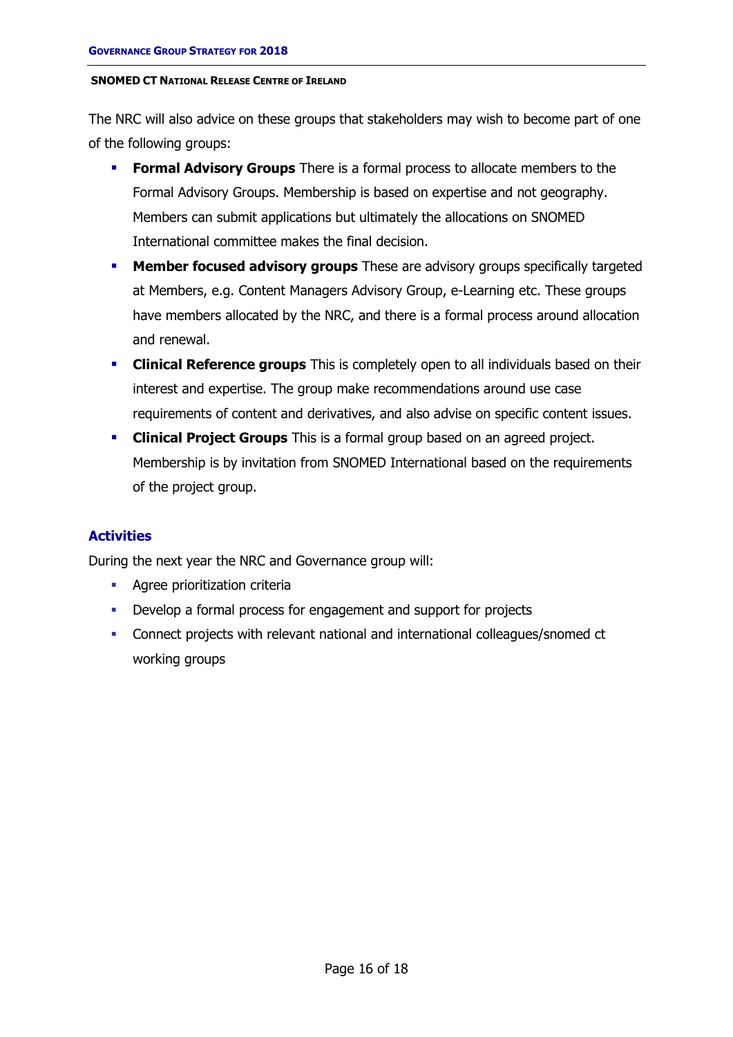The NRC will also advice on these groups that stakeholders may wish to become part of one of the following groups:

- **Formal Advisory Groups** There is a formal process to allocate members to the Formal Advisory Groups. Membership is based on expertise and not geography. Members can submit applications but ultimately the allocations on SNOMED International committee makes the final decision.
- **Member focused advisory groups** These are advisory groups specifically targeted at Members, e.g. Content Managers Advisory Group, e-Learning etc. These groups have members allocated by the NRC, and there is a formal process around allocation and renewal.
- **Clinical Reference groups** This is completely open to all individuals based on their interest and expertise. The group make recommendations around use case requirements of content and derivatives, and also advise on specific content issues.
- **Clinical Project Groups** This is a formal group based on an agreed project. Membership is by invitation from SNOMED International based on the requirements of the project group.

## Activities

During the next year the NRC and Governance group will:

- Agree prioritization criteria
- Develop a formal process for engagement and support for projects
- Connect projects with relevant national and international colleagues/snomed ct working groups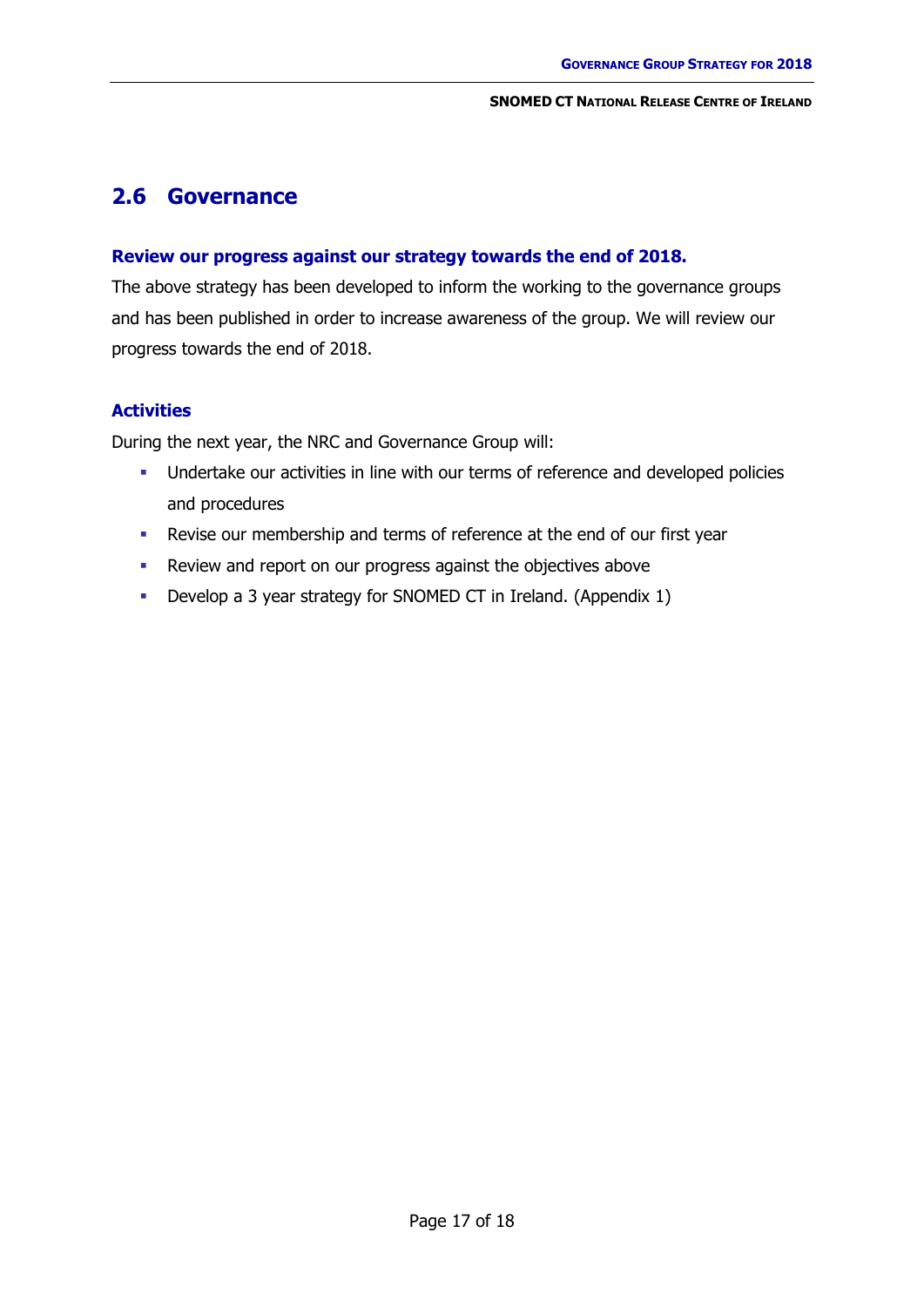## 2.6 Governance

**Review our progress against our strategy towards the end of 2018.**

The above strategy has been developed to inform the working to the governance groups and has been published in order to increase awareness of the group. We will review our progress towards the end of 2018.

**Activities**

During the next year, the NRC and Governance Group will:

- Undertake our activities in line with our terms of reference and developed policies and procedures
- Revise our membership and terms of reference at the end of our first year
- Review and report on our progress against the objectives above
- Develop a 3 year strategy for SNOMED CT in Ireland. (Appendix 1)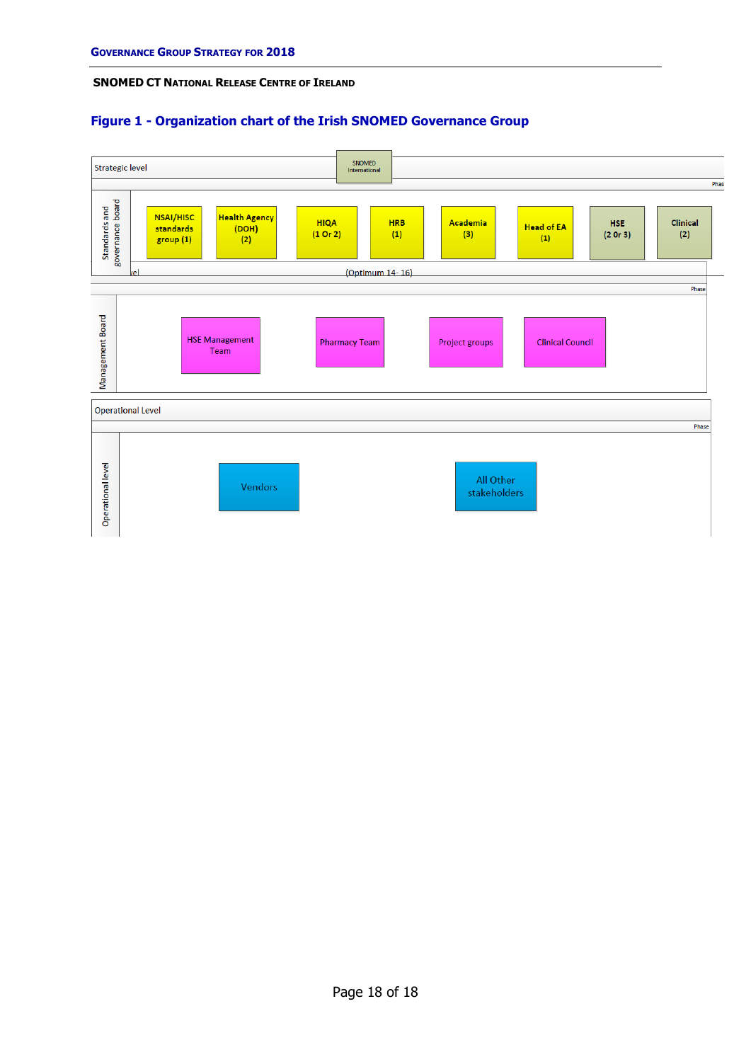**Figure 1 - Organization chart of the Irish SNOMED Governance Group**

Strategic level

SNOMED International

Phase

Standards and governance board

NSAI/HISC standards group (1)

Health Agency (DOH) (2)

HIQA (1 Or 2)

HRB (1)

Academia (3)

Head of EA (1)

HSE (2 Or 3)

Clinical (2)

(Optimum 14- 16)

Phase

Management Board

HSE Management Team

Pharmacy Team

Project groups

Clinical Council

Operational Level

Phase

Operational level

Vendors

All Other stakeholders